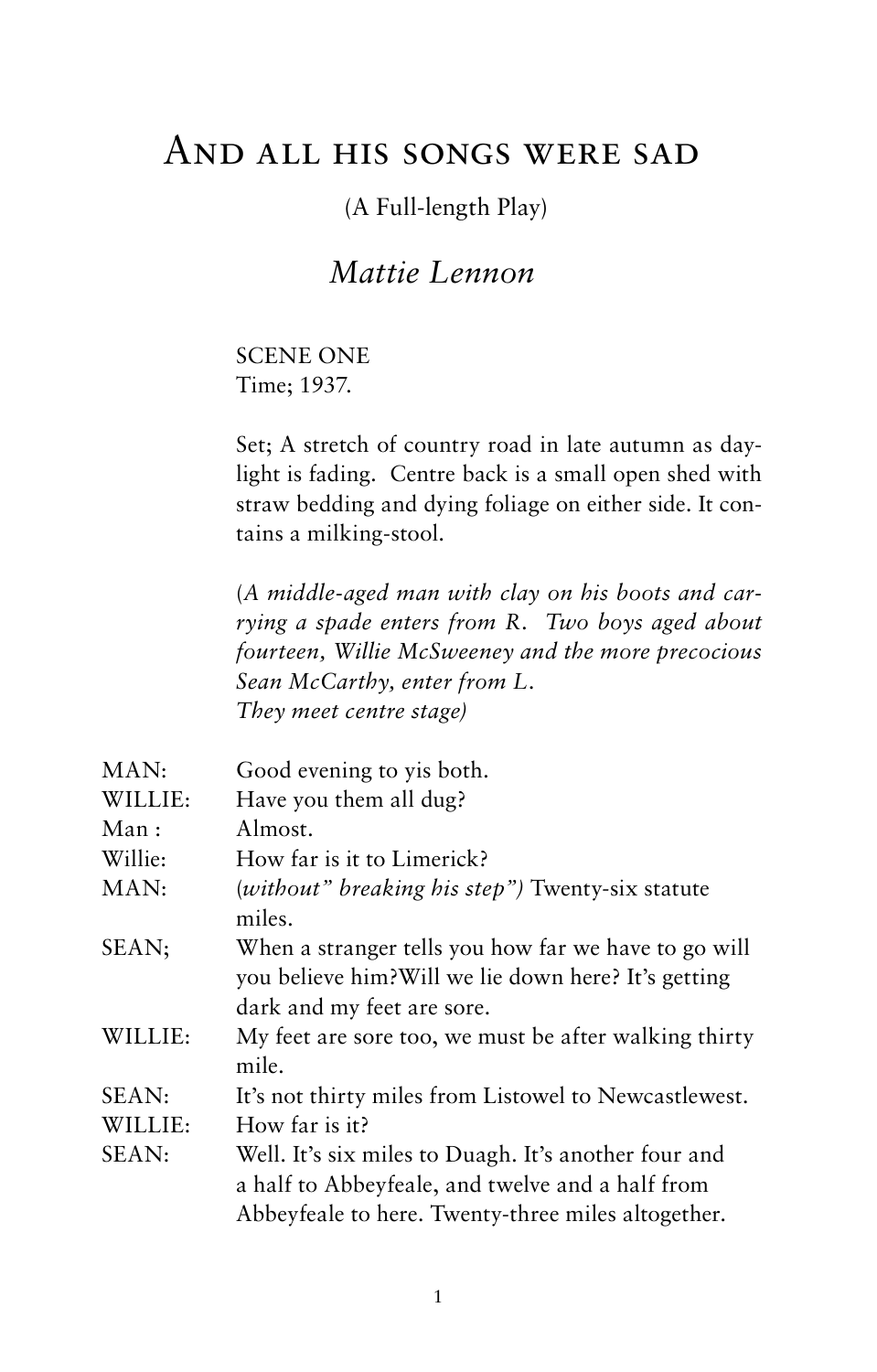# And all his songs were sad

(A Full-length Play)

*Mattie Lennon*

SCENE ONE
Time; 1937.

Set; A stretch of country road in late autumn as daylight is fading. Centre back is a small open shed with straw bedding and dying foliage on either side. It contains a milking-stool.

(*A middle-aged man with clay on his boots and carrying a spade enters from R. Two boys aged about fourteen, Willie McSweeney and the more precocious Sean McCarthy, enter from L. They meet centre stage)*

MAN: Good evening to yis both.

WILLIE: Have you them all dug?

Man : Almost.

Willie: How far is it to Limerick?

MAN: (*without" breaking his step")* Twenty-six statute miles.

SEAN; When a stranger tells you how far we have to go will you believe him?Will we lie down here? It's getting dark and my feet are sore.

WILLIE: My feet are sore too, we must be after walking thirty mile.

SEAN: It's not thirty miles from Listowel to Newcastlewest.

WILLIE: How far is it?

SEAN: Well. It's six miles to Duagh. It's another four and a half to Abbeyfeale, and twelve and a half from Abbeyfeale to here. Twenty-three miles altogether.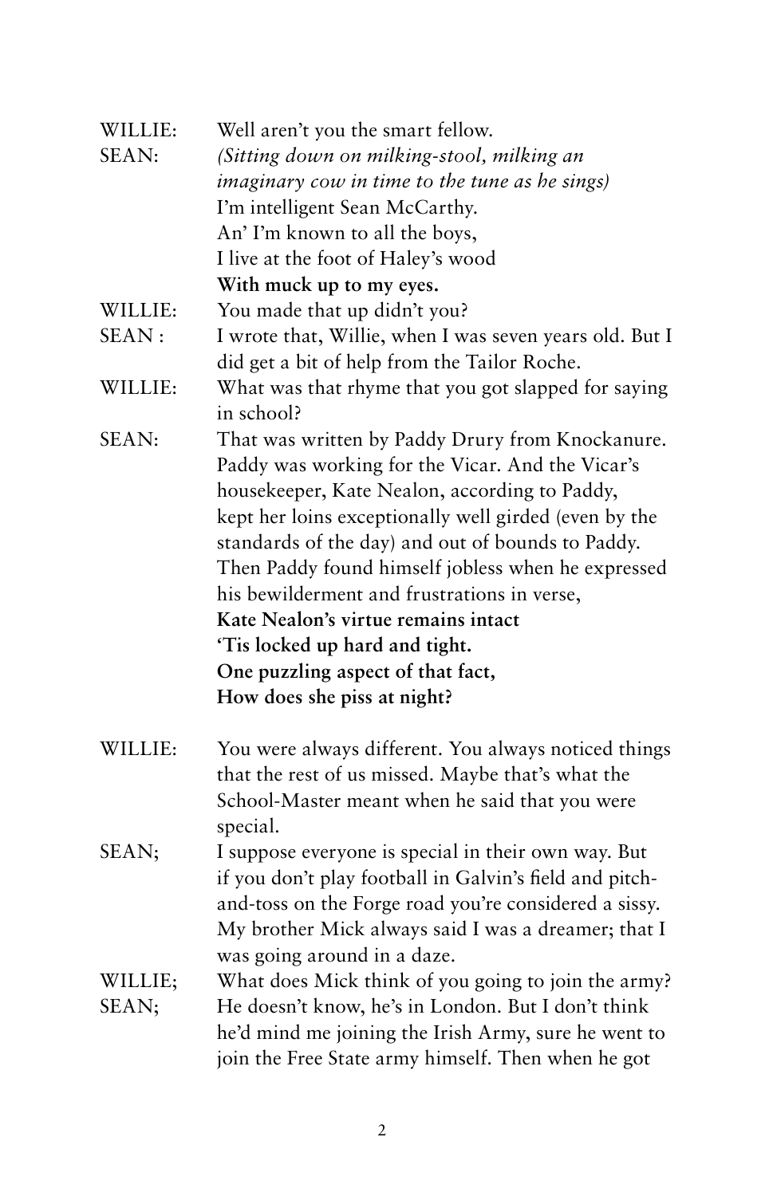WILLIE: Well aren't you the smart fellow.

SEAN: *(Sitting down on milking-stool, milking an imaginary cow in time to the tune as he sings)*
I'm intelligent Sean McCarthy.
An' I'm known to all the boys,
I live at the foot of Haley's wood
**With muck up to my eyes.**

WILLIE: You made that up didn't you?

SEAN : I wrote that, Willie, when I was seven years old. But I did get a bit of help from the Tailor Roche.

WILLIE: What was that rhyme that you got slapped for saying in school?

SEAN: That was written by Paddy Drury from Knockanure. Paddy was working for the Vicar. And the Vicar's housekeeper, Kate Nealon, according to Paddy, kept her loins exceptionally well girded (even by the standards of the day) and out of bounds to Paddy. Then Paddy found himself jobless when he expressed his bewilderment and frustrations in verse,
**Kate Nealon's virtue remains intact**
**'Tis locked up hard and tight.**
**One puzzling aspect of that fact,**
**How does she piss at night?**

WILLIE: You were always different. You always noticed things that the rest of us missed. Maybe that's what the School-Master meant when he said that you were special.

SEAN; I suppose everyone is special in their own way. But if you don't play football in Galvin's field and pitch-and-toss on the Forge road you're considered a sissy. My brother Mick always said I was a dreamer; that I was going around in a daze.

WILLIE; What does Mick think of you going to join the army?

SEAN; He doesn't know, he's in London. But I don't think he'd mind me joining the Irish Army, sure he went to join the Free State army himself. Then when he got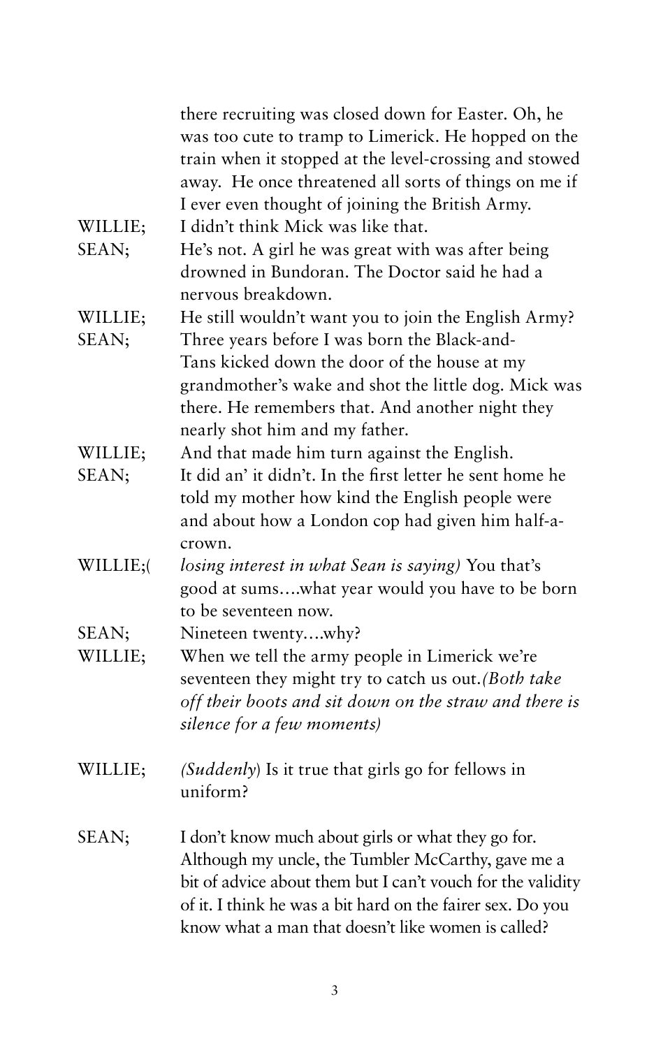there recruiting was closed down for Easter. Oh, he was too cute to tramp to Limerick. He hopped on the train when it stopped at the level-crossing and stowed away. He once threatened all sorts of things on me if I ever even thought of joining the British Army.

WILLIE; I didn't think Mick was like that.

SEAN; He's not. A girl he was great with was after being drowned in Bundoran. The Doctor said he had a nervous breakdown.

WILLIE; He still wouldn't want you to join the English Army?

SEAN; Three years before I was born the Black-and-Tans kicked down the door of the house at my grandmother's wake and shot the little dog. Mick was there. He remembers that. And another night they nearly shot him and my father.

WILLIE; And that made him turn against the English.

SEAN; It did an' it didn't. In the first letter he sent home he told my mother how kind the English people were and about how a London cop had given him half-a-crown.

WILLIE;( *losing interest in what Sean is saying)* You that's good at sums….what year would you have to be born to be seventeen now.

SEAN; Nineteen twenty….why?

WILLIE; When we tell the army people in Limerick we're seventeen they might try to catch us out.*(Both take off their boots and sit down on the straw and there is silence for a few moments)*

WILLIE; *(Suddenly*) Is it true that girls go for fellows in uniform?

SEAN; I don't know much about girls or what they go for. Although my uncle, the Tumbler McCarthy, gave me a bit of advice about them but I can't vouch for the validity of it. I think he was a bit hard on the fairer sex. Do you know what a man that doesn't like women is called?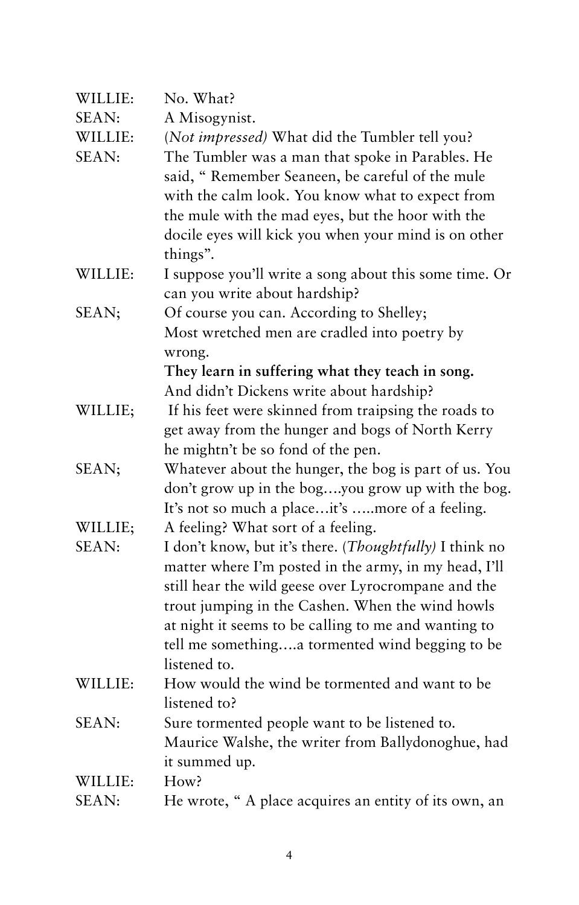WILLIE: No. What?

SEAN: A Misogynist.

WILLIE: (*Not impressed*) What did the Tumbler tell you?

SEAN: The Tumbler was a man that spoke in Parables. He said, " Remember Seaneen, be careful of the mule with the calm look. You know what to expect from the mule with the mad eyes, but the hoor with the docile eyes will kick you when your mind is on other things".

WILLIE: I suppose you'll write a song about this some time. Or can you write about hardship?

SEAN; Of course you can. According to Shelley;
Most wretched men are cradled into poetry by wrong.
**They learn in suffering what they teach in song.**
And didn't Dickens write about hardship?

WILLIE; If his feet were skinned from traipsing the roads to get away from the hunger and bogs of North Kerry he mightn't be so fond of the pen.

SEAN; Whatever about the hunger, the bog is part of us. You don't grow up in the bog….you grow up with the bog. It's not so much a place…it's …..more of a feeling.

WILLIE; A feeling? What sort of a feeling.

SEAN: I don't know, but it's there. (*Thoughtfully*) I think no matter where I'm posted in the army, in my head, I'll still hear the wild geese over Lyrocrompane and the trout jumping in the Cashen. When the wind howls at night it seems to be calling to me and wanting to tell me something….a tormented wind begging to be listened to.

WILLIE: How would the wind be tormented and want to be listened to?

SEAN: Sure tormented people want to be listened to. Maurice Walshe, the writer from Ballydonoghue, had it summed up.

WILLIE: How?

SEAN: He wrote, " A place acquires an entity of its own, an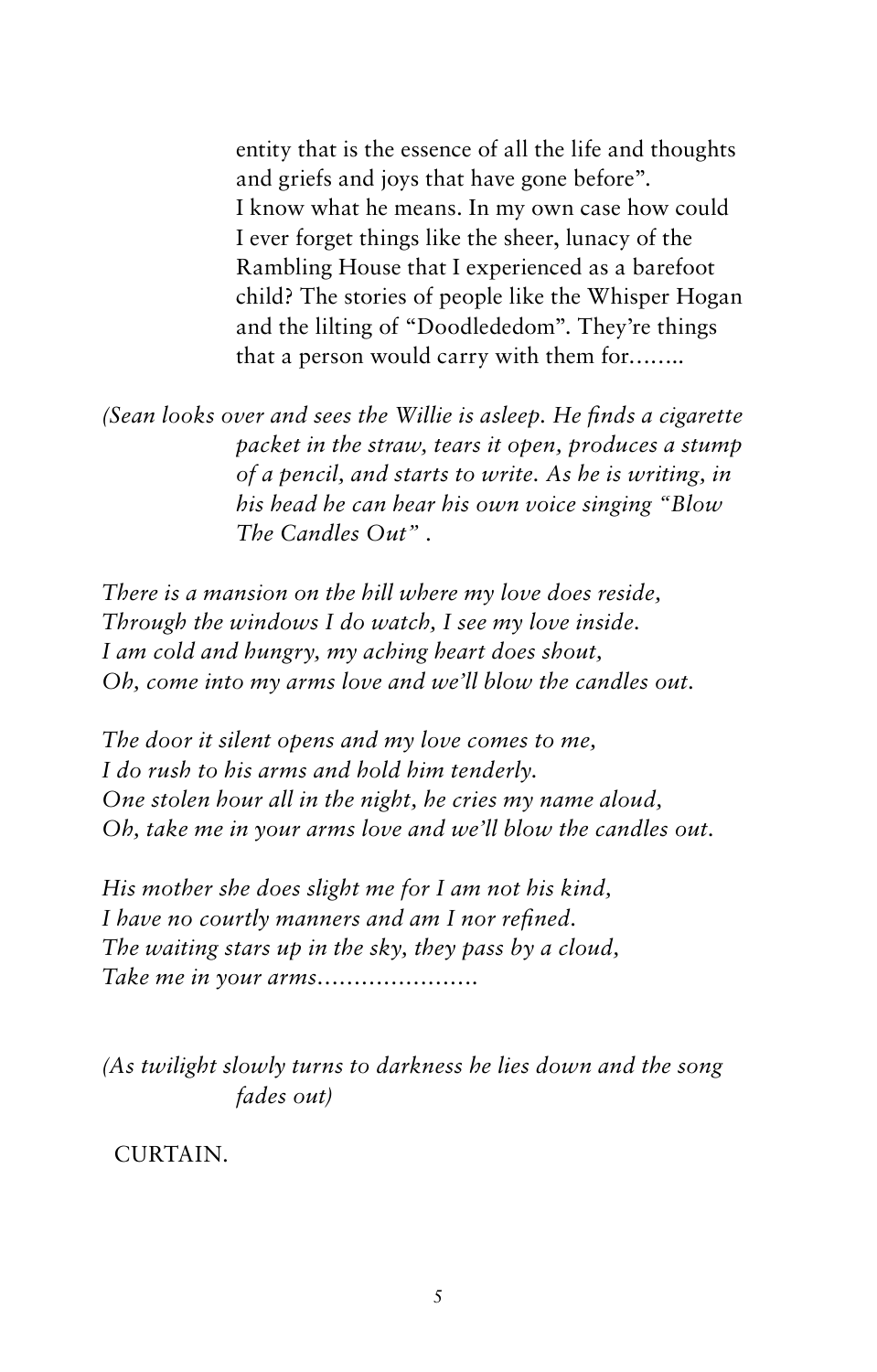entity that is the essence of all the life and thoughts and griefs and joys that have gone before".
I know what he means. In my own case how could I ever forget things like the sheer, lunacy of the Rambling House that I experienced as a barefoot child? The stories of people like the Whisper Hogan and the lilting of "Doodlededom". They're things that a person would carry with them for……..

*(Sean looks over and sees the Willie is asleep. He finds a cigarette packet in the straw, tears it open, produces a stump of a pencil, and starts to write. As he is writing, in his head he can hear his own voice singing "Blow The Candles Out" .*

*There is a mansion on the hill where my love does reside,*
*Through the windows I do watch, I see my love inside.*
*I am cold and hungry, my aching heart does shout,*
*Oh, come into my arms love and we'll blow the candles out.*

*The door it silent opens and my love comes to me,*
*I do rush to his arms and hold him tenderly.*
*One stolen hour all in the night, he cries my name aloud,*
*Oh, take me in your arms love and we'll blow the candles out.*

*His mother she does slight me for I am not his kind,*
*I have no courtly manners and am I nor refined.*
*The waiting stars up in the sky, they pass by a cloud,*
*Take me in your arms………………….*

*(As twilight slowly turns to darkness he lies down and the song fades out)*

CURTAIN.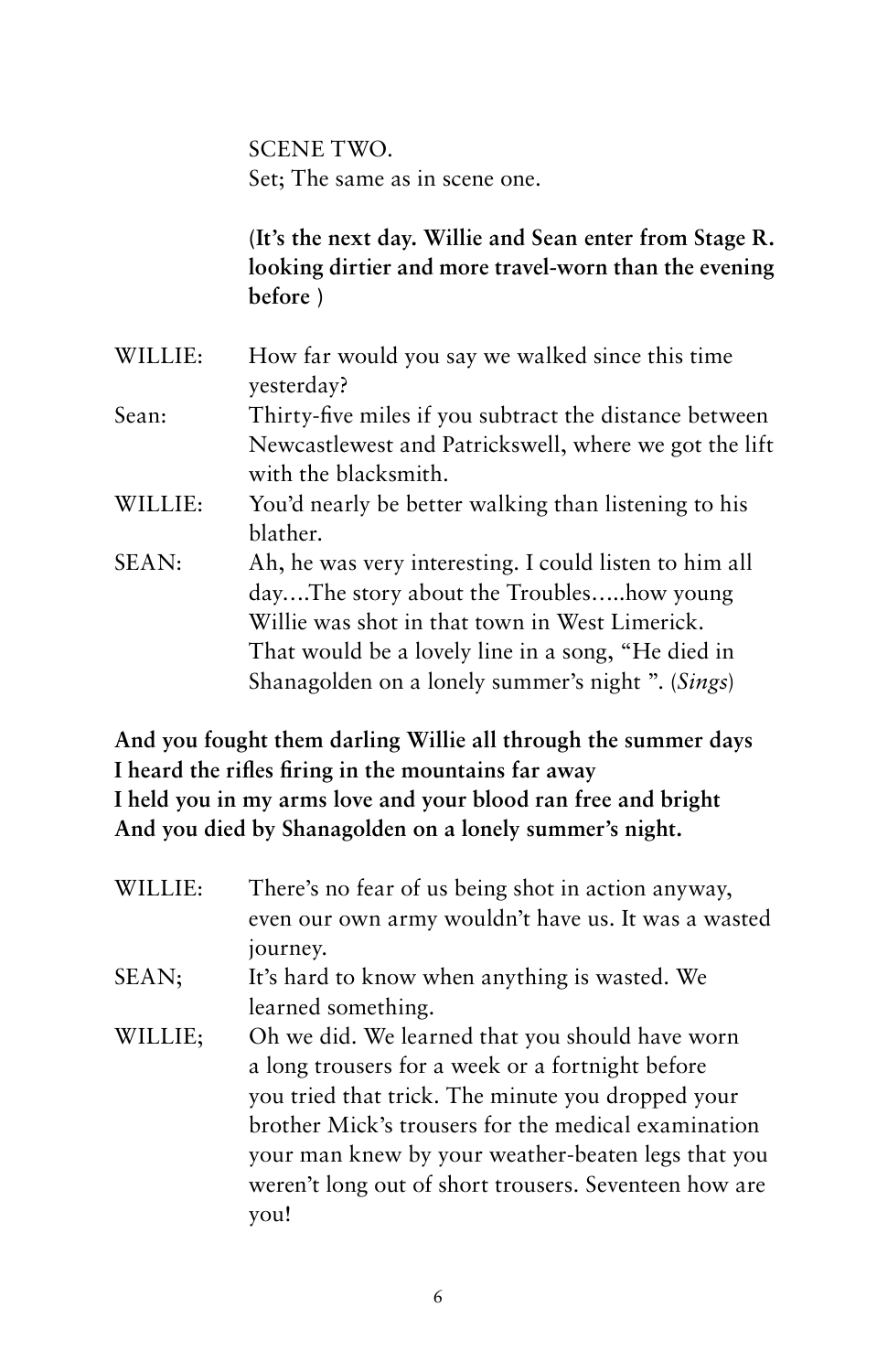SCENE TWO.
Set; The same as in scene one.

**(It's the next day. Willie and Sean enter from Stage R. looking dirtier and more travel-worn than the evening before )**

WILLIE: How far would you say we walked since this time yesterday?

Sean: Thirty-five miles if you subtract the distance between Newcastlewest and Patrickswell, where we got the lift with the blacksmith.

WILLIE: You'd nearly be better walking than listening to his blather.

SEAN: Ah, he was very interesting. I could listen to him all day….The story about the Troubles…..how young Willie was shot in that town in West Limerick. That would be a lovely line in a song, "He died in Shanagolden on a lonely summer's night ". (*Sings*)

**And you fought them darling Willie all through the summer days**
**I heard the rifles firing in the mountains far away**
**I held you in my arms love and your blood ran free and bright**
**And you died by Shanagolden on a lonely summer's night.**

WILLIE: There's no fear of us being shot in action anyway, even our own army wouldn't have us. It was a wasted journey.

SEAN; It's hard to know when anything is wasted. We learned something.

WILLIE; Oh we did. We learned that you should have worn a long trousers for a week or a fortnight before you tried that trick. The minute you dropped your brother Mick's trousers for the medical examination your man knew by your weather-beaten legs that you weren't long out of short trousers. Seventeen how are you!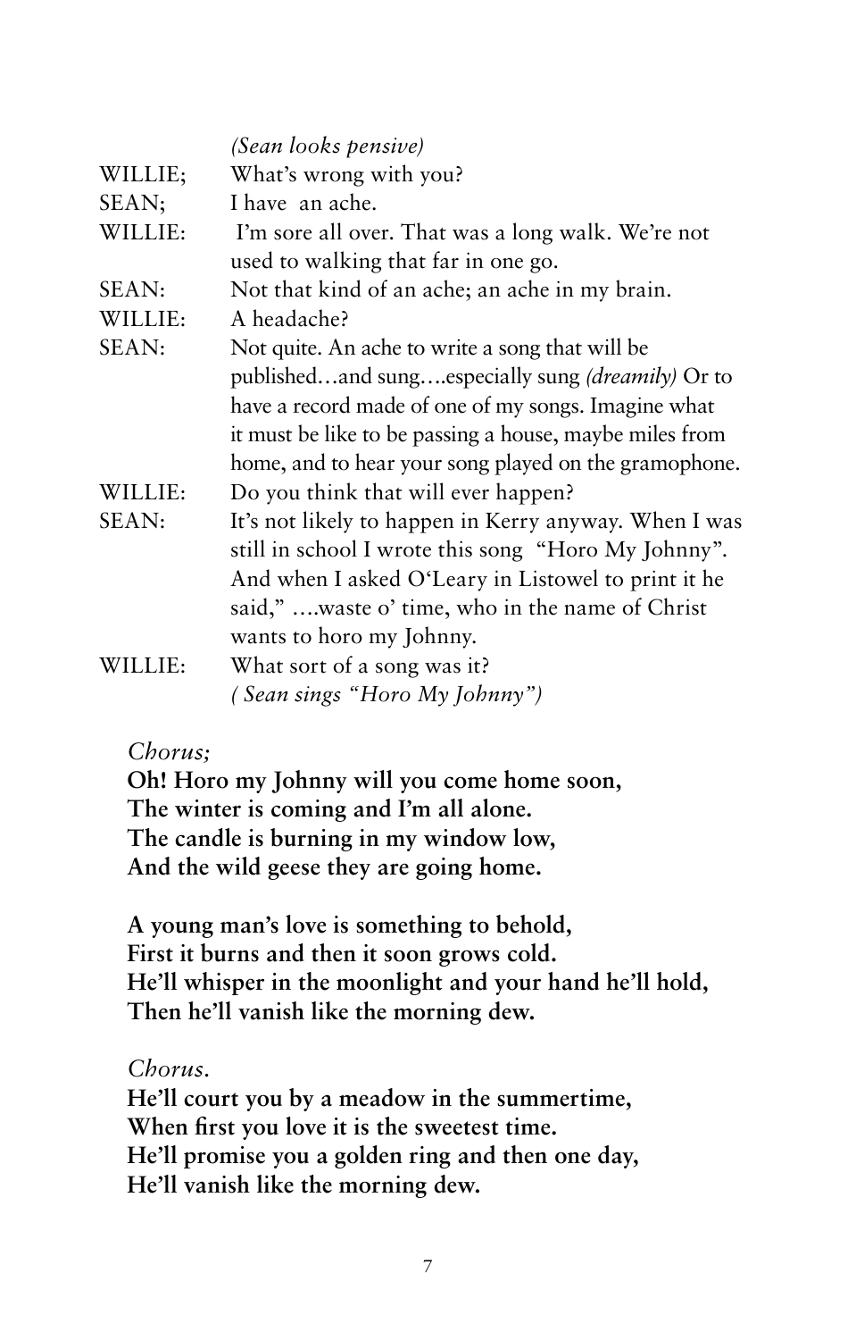*(Sean looks pensive)*

WILLIE; What's wrong with you?

SEAN; I have an ache.

WILLIE: I'm sore all over. That was a long walk. We're not used to walking that far in one go.

SEAN: Not that kind of an ache; an ache in my brain.

WILLIE: A headache?

SEAN: Not quite. An ache to write a song that will be published…and sung….especially sung *(dreamily)* Or to have a record made of one of my songs. Imagine what it must be like to be passing a house, maybe miles from home, and to hear your song played on the gramophone.

WILLIE: Do you think that will ever happen?

SEAN: It's not likely to happen in Kerry anyway. When I was still in school I wrote this song "Horo My Johnny". And when I asked O'Leary in Listowel to print it he said," ….waste o' time, who in the name of Christ wants to horo my Johnny.

WILLIE: What sort of a song was it?

*( Sean sings "Horo My Johnny")*

*Chorus;*

**Oh! Horo my Johnny will you come home soon,**
**The winter is coming and I'm all alone.**
**The candle is burning in my window low,**
**And the wild geese they are going home.**

**A young man's love is something to behold,**
**First it burns and then it soon grows cold.**
**He'll whisper in the moonlight and your hand he'll hold,**
**Then he'll vanish like the morning dew.**

*Chorus.*

**He'll court you by a meadow in the summertime,**
**When first you love it is the sweetest time.**
**He'll promise you a golden ring and then one day,**
**He'll vanish like the morning dew.**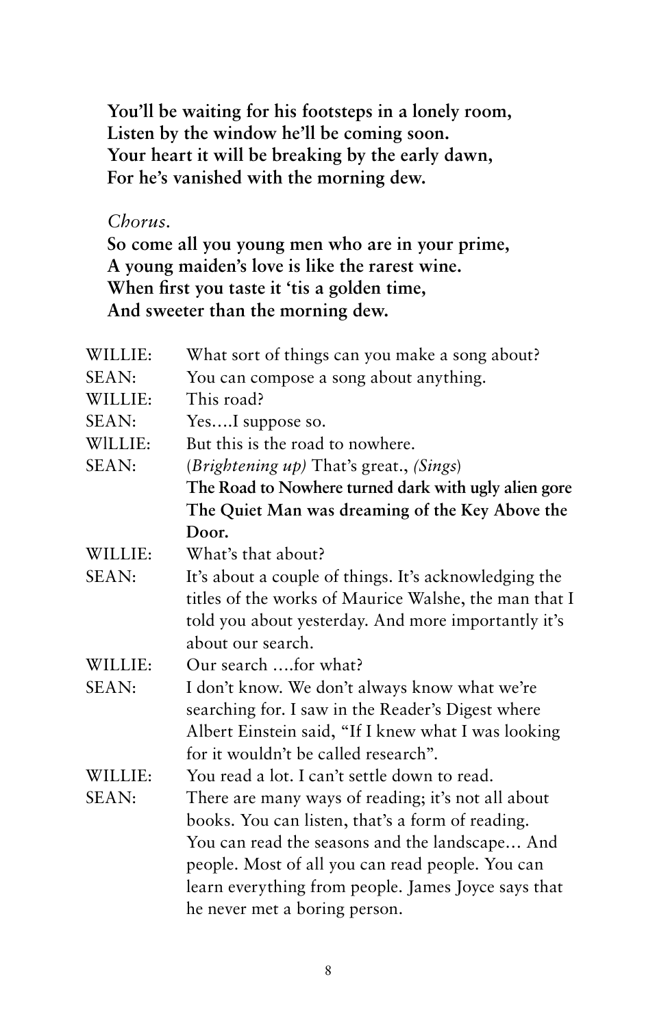**You'll be waiting for his footsteps in a lonely room,**
**Listen by the window he'll be coming soon.**
**Your heart it will be breaking by the early dawn,**
**For he's vanished with the morning dew.**

*Chorus.*
**So come all you young men who are in your prime,**
**A young maiden's love is like the rarest wine.**
**When first you taste it 'tis a golden time,**
**And sweeter than the morning dew.**

WILLIE: What sort of things can you make a song about?

SEAN: You can compose a song about anything.

WILLIE: This road?

SEAN: Yes….I suppose so.

WlLLIE: But this is the road to nowhere.

SEAN: (*Brightening up*) That's great., *(Sings*)
**The Road to Nowhere turned dark with ugly alien gore**
**The Quiet Man was dreaming of the Key Above the Door.**

WILLIE: What's that about?

SEAN: It's about a couple of things. It's acknowledging the titles of the works of Maurice Walshe, the man that I told you about yesterday. And more importantly it's about our search.

WILLIE: Our search ….for what?

SEAN: I don't know. We don't always know what we're searching for. I saw in the Reader's Digest where Albert Einstein said, "If I knew what I was looking for it wouldn't be called research".

WILLIE: You read a lot. I can't settle down to read.

SEAN: There are many ways of reading; it's not all about books. You can listen, that's a form of reading. You can read the seasons and the landscape… And people. Most of all you can read people. You can learn everything from people. James Joyce says that he never met a boring person.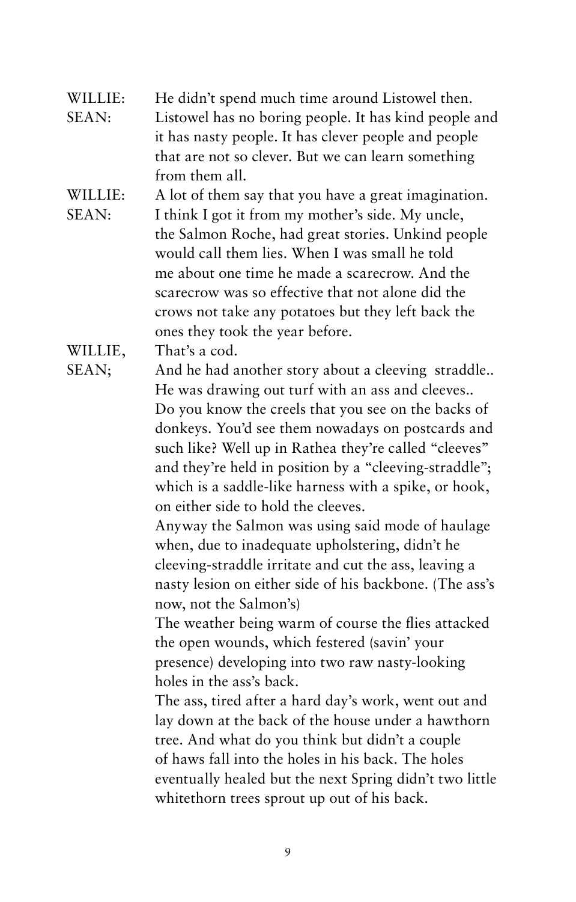WILLIE: He didn't spend much time around Listowel then.

SEAN: Listowel has no boring people. It has kind people and it has nasty people. It has clever people and people that are not so clever. But we can learn something from them all.

WILLIE: A lot of them say that you have a great imagination.

SEAN: I think I got it from my mother's side. My uncle, the Salmon Roche, had great stories. Unkind people would call them lies. When I was small he told me about one time he made a scarecrow. And the scarecrow was so effective that not alone did the crows not take any potatoes but they left back the ones they took the year before.

WILLIE, That's a cod.

SEAN; And he had another story about a cleeving  straddle.. He was drawing out turf with an ass and cleeves.. Do you know the creels that you see on the backs of donkeys. You'd see them nowadays on postcards and such like? Well up in Rathea they're called "cleeves" and they're held in position by a "cleeving-straddle"; which is a saddle-like harness with a spike, or hook, on either side to hold the cleeves.

Anyway the Salmon was using said mode of haulage when, due to inadequate upholstering, didn't he cleeving-straddle irritate and cut the ass, leaving a nasty lesion on either side of his backbone. (The ass's now, not the Salmon's)

The weather being warm of course the flies attacked the open wounds, which festered (savin' your presence) developing into two raw nasty-looking holes in the ass's back.

The ass, tired after a hard day's work, went out and lay down at the back of the house under a hawthorn tree. And what do you think but didn't a couple of haws fall into the holes in his back. The holes eventually healed but the next Spring didn't two little whitethorn trees sprout up out of his back.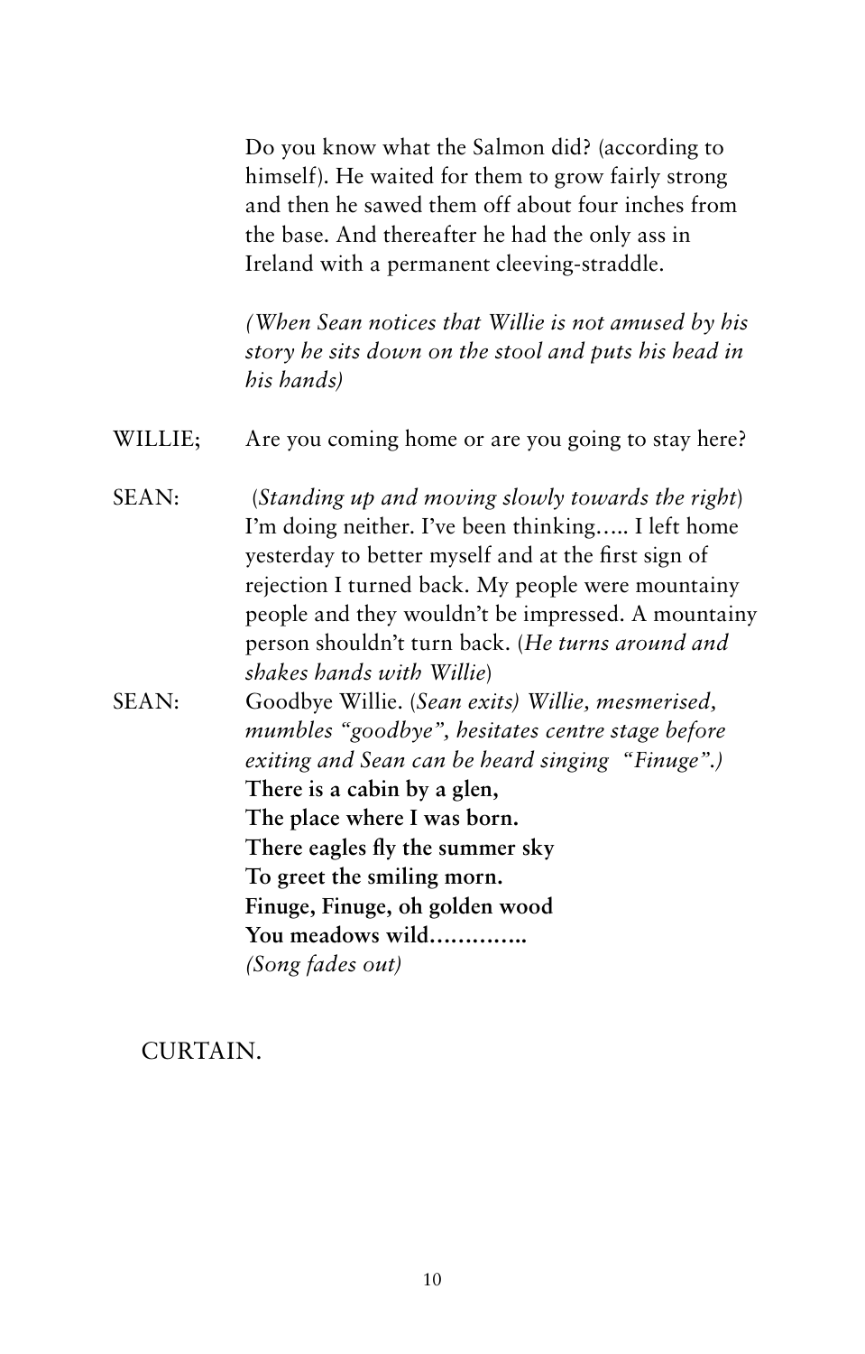Do you know what the Salmon did? (according to himself). He waited for them to grow fairly strong and then he sawed them off about four inches from the base. And thereafter he had the only ass in Ireland with a permanent cleeving-straddle.

*(When Sean notices that Willie is not amused by his story he sits down on the stool and puts his head in his hands)*

WILLIE; Are you coming home or are you going to stay here?

SEAN: (*Standing up and moving slowly towards the right*) I'm doing neither. I've been thinking….. I left home yesterday to better myself and at the first sign of rejection I turned back. My people were mountainy people and they wouldn't be impressed. A mountainy person shouldn't turn back. (*He turns around and shakes hands with Willie*)

SEAN: Goodbye Willie. (*Sean exits) Willie, mesmerised, mumbles "goodbye", hesitates centre stage before exiting and Sean can be heard singing "Finuge".)*

**There is a cabin by a glen,**
**The place where I was born.**
**There eagles fly the summer sky**
**To greet the smiling morn.**
**Finuge, Finuge, oh golden wood**
**You meadows wild…………..**

*(Song fades out)*

CURTAIN.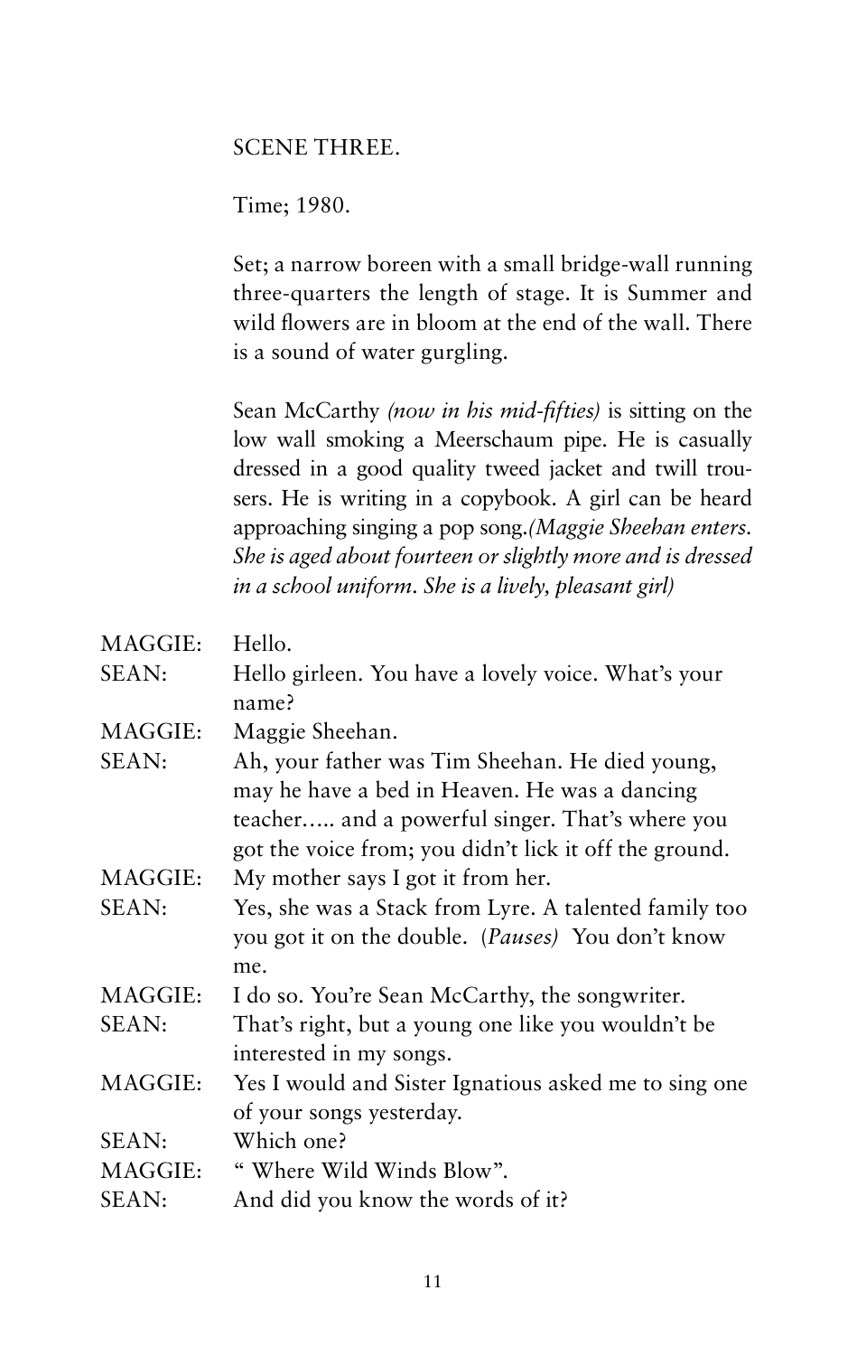SCENE THREE.

Time; 1980.

Set; a narrow boreen with a small bridge-wall running three-quarters the length of stage. It is Summer and wild flowers are in bloom at the end of the wall. There is a sound of water gurgling.

Sean McCarthy *(now in his mid-fifties)* is sitting on the low wall smoking a Meerschaum pipe. He is casually dressed in a good quality tweed jacket and twill trousers. He is writing in a copybook. A girl can be heard approaching singing a pop song.*(Maggie Sheehan enters. She is aged about fourteen or slightly more and is dressed in a school uniform. She is a lively, pleasant girl)*

MAGGIE: Hello.

SEAN: Hello girleen. You have a lovely voice. What's your name?

MAGGIE: Maggie Sheehan.

SEAN: Ah, your father was Tim Sheehan. He died young, may he have a bed in Heaven. He was a dancing teacher….. and a powerful singer. That's where you got the voice from; you didn't lick it off the ground.

MAGGIE: My mother says I got it from her.

SEAN: Yes, she was a Stack from Lyre. A talented family too you got it on the double. (*Pauses*) You don't know me.

MAGGIE: I do so. You're Sean McCarthy, the songwriter.

SEAN: That's right, but a young one like you wouldn't be interested in my songs.

MAGGIE: Yes I would and Sister Ignatious asked me to sing one of your songs yesterday.

SEAN: Which one?

MAGGIE: " Where Wild Winds Blow".

SEAN: And did you know the words of it?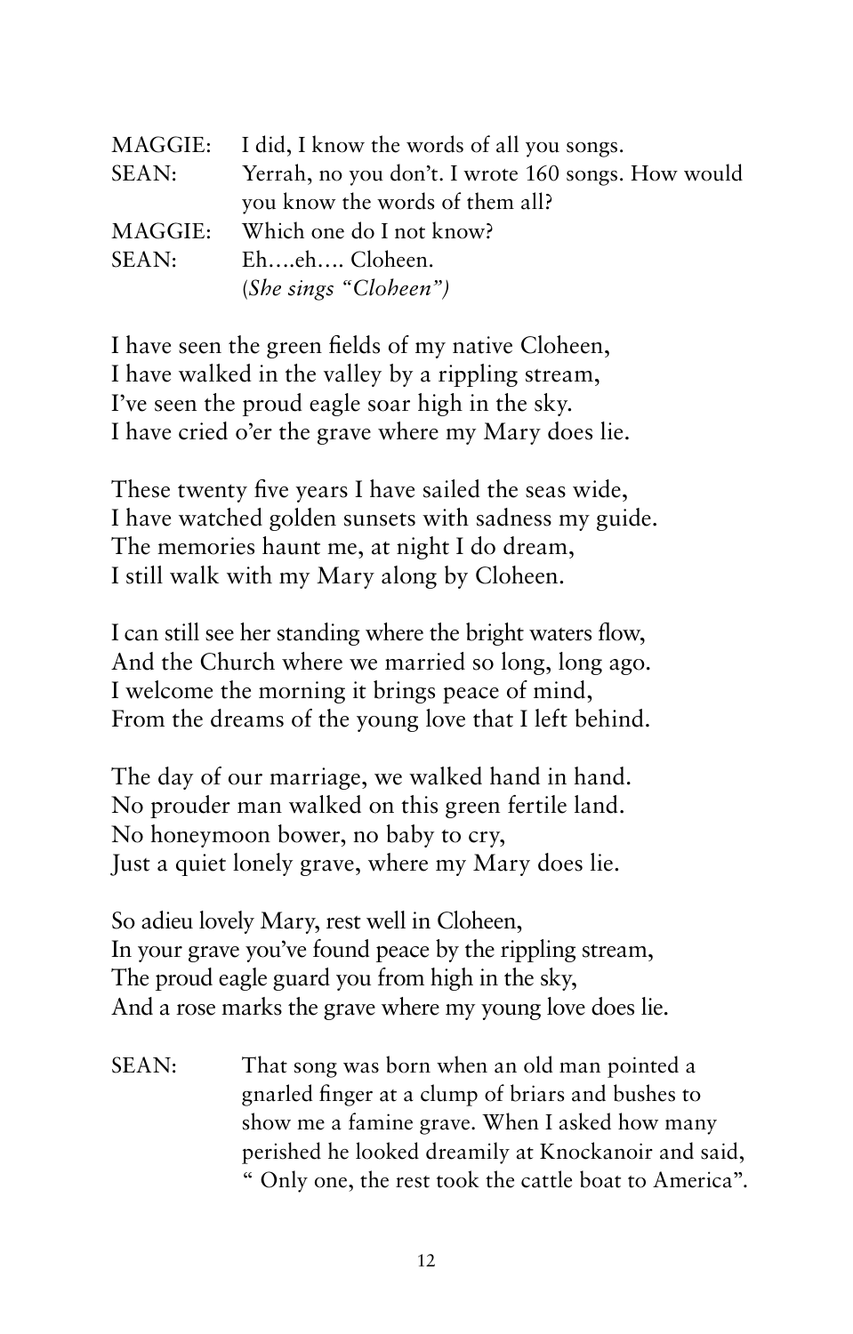MAGGIE: I did, I know the words of all you songs.

SEAN: Yerrah, no you don't. I wrote 160 songs. How would you know the words of them all?

MAGGIE: Which one do I not know?

SEAN: Eh….eh…. Cloheen.

*(She sings "Cloheen")*

I have seen the green fields of my native Cloheen,
I have walked in the valley by a rippling stream,
I've seen the proud eagle soar high in the sky.
I have cried o'er the grave where my Mary does lie.

These twenty five years I have sailed the seas wide,
I have watched golden sunsets with sadness my guide.
The memories haunt me, at night I do dream,
I still walk with my Mary along by Cloheen.

I can still see her standing where the bright waters flow,
And the Church where we married so long, long ago.
I welcome the morning it brings peace of mind,
From the dreams of the young love that I left behind.

The day of our marriage, we walked hand in hand.
No prouder man walked on this green fertile land.
No honeymoon bower, no baby to cry,
Just a quiet lonely grave, where my Mary does lie.

So adieu lovely Mary, rest well in Cloheen,
In your grave you've found peace by the rippling stream,
The proud eagle guard you from high in the sky,
And a rose marks the grave where my young love does lie.

SEAN: That song was born when an old man pointed a gnarled finger at a clump of briars and bushes to show me a famine grave. When I asked how many perished he looked dreamily at Knockanoir and said, " Only one, the rest took the cattle boat to America".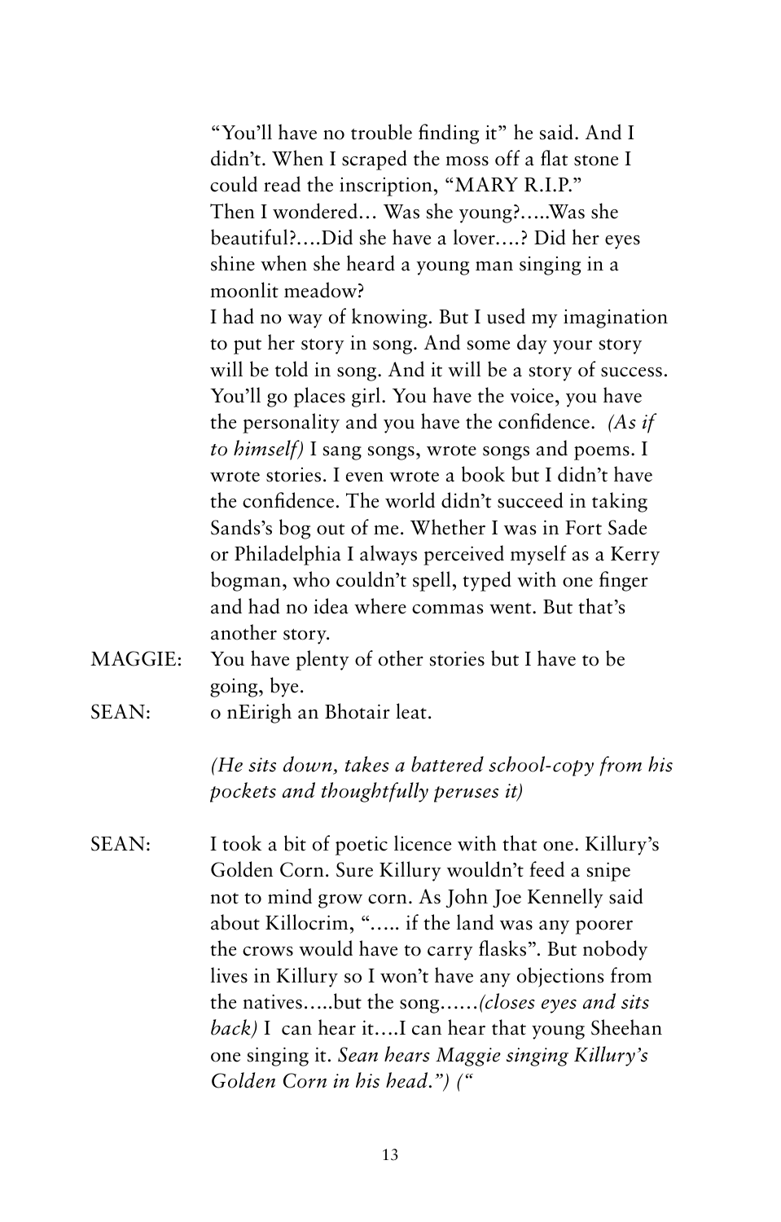"You'll have no trouble finding it" he said. And I didn't. When I scraped the moss off a flat stone I could read the inscription, "MARY R.I.P."
Then I wondered… Was she young?…..Was she beautiful?….Did she have a lover….? Did her eyes shine when she heard a young man singing in a moonlit meadow?
I had no way of knowing. But I used my imagination to put her story in song. And some day your story will be told in song. And it will be a story of success. You'll go places girl. You have the voice, you have the personality and you have the confidence. *(As if to himself)* I sang songs, wrote songs and poems. I wrote stories. I even wrote a book but I didn't have the confidence. The world didn't succeed in taking Sands's bog out of me. Whether I was in Fort Sade or Philadelphia I always perceived myself as a Kerry bogman, who couldn't spell, typed with one finger and had no idea where commas went. But that's another story.

MAGGIE: You have plenty of other stories but I have to be going, bye.

SEAN: o nEirigh an Bhotair leat.

*(He sits down, takes a battered school-copy from his pockets and thoughtfully peruses it)*

SEAN: I took a bit of poetic licence with that one. Killury's Golden Corn. Sure Killury wouldn't feed a snipe not to mind grow corn. As John Joe Kennelly said about Killocrim, "….. if the land was any poorer the crows would have to carry flasks". But nobody lives in Killury so I won't have any objections from the natives…..but the song……*(closes eyes and sits back)* I can hear it….I can hear that young Sheehan one singing it. *Sean hears Maggie singing Killury's Golden Corn in his head.") ("*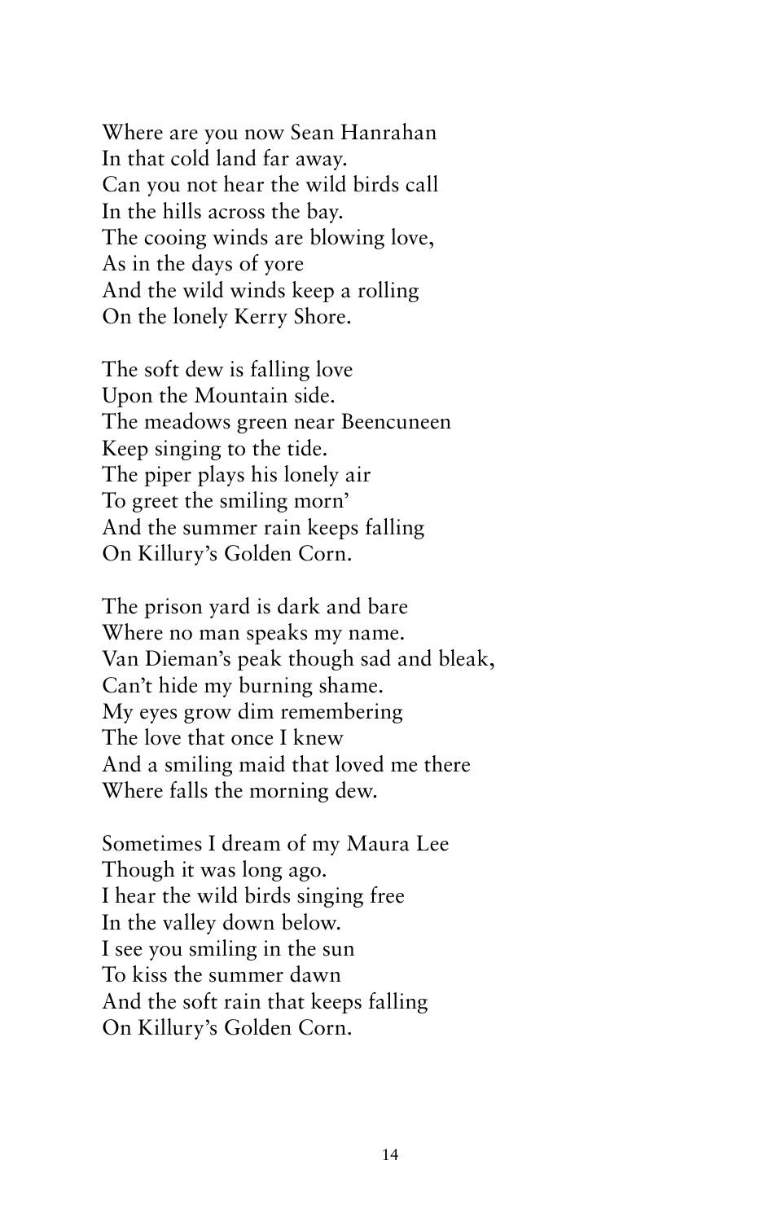Where are you now Sean Hanrahan
In that cold land far away.
Can you not hear the wild birds call
In the hills across the bay.
The cooing winds are blowing love,
As in the days of yore
And the wild winds keep a rolling
On the lonely Kerry Shore.

The soft dew is falling love
Upon the Mountain side.
The meadows green near Beencuneen
Keep singing to the tide.
The piper plays his lonely air
To greet the smiling morn'
And the summer rain keeps falling
On Killury's Golden Corn.

The prison yard is dark and bare
Where no man speaks my name.
Van Dieman's peak though sad and bleak,
Can't hide my burning shame.
My eyes grow dim remembering
The love that once I knew
And a smiling maid that loved me there
Where falls the morning dew.

Sometimes I dream of my Maura Lee
Though it was long ago.
I hear the wild birds singing free
In the valley down below.
I see you smiling in the sun
To kiss the summer dawn
And the soft rain that keeps falling
On Killury's Golden Corn.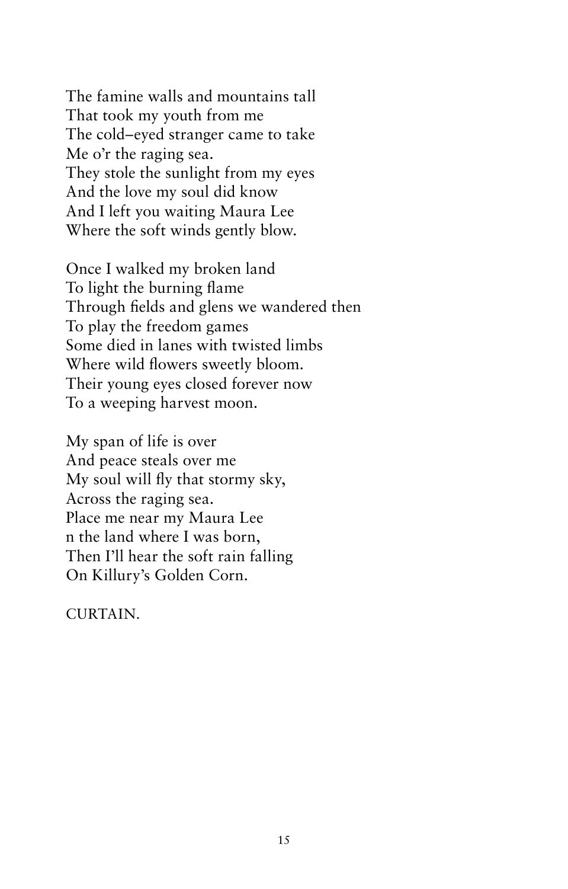The famine walls and mountains tall
That took my youth from me
The cold–eyed stranger came to take
Me o'r the raging sea.
They stole the sunlight from my eyes
And the love my soul did know
And I left you waiting Maura Lee
Where the soft winds gently blow.

Once I walked my broken land
To light the burning flame
Through fields and glens we wandered then
To play the freedom games
Some died in lanes with twisted limbs
Where wild flowers sweetly bloom.
Their young eyes closed forever now
To a weeping harvest moon.

My span of life is over
And peace steals over me
My soul will fly that stormy sky,
Across the raging sea.
Place me near my Maura Lee
n the land where I was born,
Then I'll hear the soft rain falling
On Killury's Golden Corn.

CURTAIN.